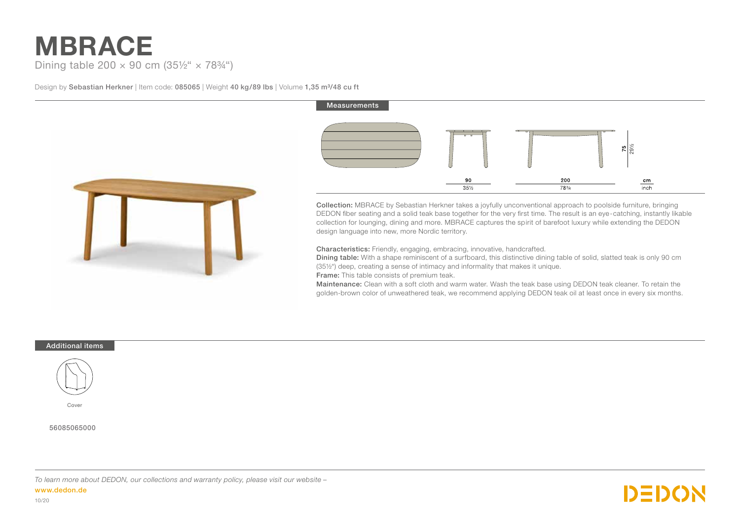# MBRACE

Dining table 200 × 90 cm (35½“ × 78¾“)

Design by **Sebastian Herkner** | Item code: **085065** | Weight **40 kg/89 lbs** | Volume **1,35 m³/48 cu ft**

## Measurements

| 90 | 200 | 75 | cm |
|---|---|---|---|
| 35½ | 78¾ | 29½ | inch |

**Collection:** MBRACE by Sebastian Herkner takes a joyfully unconventional approach to poolside furniture, bringing DEDON fiber seating and a solid teak base together for the very first time. The result is an eye-catching, instantly likable collection for lounging, dining and more. MBRACE captures the spirit of barefoot luxury while extending the DEDON design language into new, more Nordic territory.

**Characteristics:** Friendly, engaging, embracing, innovative, handcrafted.

**Dining table:** With a shape reminiscent of a surfboard, this distinctive dining table of solid, slatted teak is only 90 cm (35½“) deep, creating a sense of intimacy and informality that makes it unique.

**Frame:** This table consists of premium teak.

**Maintenance:** Clean with a soft cloth and warm water. Wash the teak base using DEDON teak cleaner. To retain the golden-brown color of unweathered teak, we recommend applying DEDON teak oil at least once in every six months.

## Additional items

Cover

56085065000

*To learn more about DEDON, our collections and warranty policy, please visit our website –*

**www.dedon.de**

10/20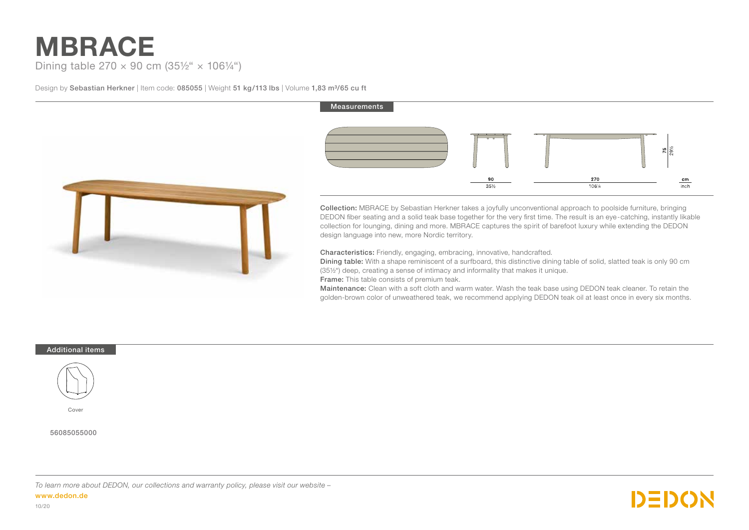# MBRACE

Dining table 270 × 90 cm (35½" × 106¼")

Design by **Sebastian Herkner** | Item code: **085055** | Weight **51 kg/113 lbs** | Volume **1,83 m³/65 cu ft**

## Measurements

75
29½

90
35½

270
106¼

cm
inch

**Collection:** MBRACE by Sebastian Herkner takes a joyfully unconventional approach to poolside furniture, bringing DEDON fiber seating and a solid teak base together for the very first time. The result is an eye-catching, instantly likable collection for lounging, dining and more. MBRACE captures the spirit of barefoot luxury while extending the DEDON design language into new, more Nordic territory.

**Characteristics:** Friendly, engaging, embracing, innovative, handcrafted.

**Dining table:** With a shape reminiscent of a surfboard, this distinctive dining table of solid, slatted teak is only 90 cm (35½") deep, creating a sense of intimacy and informality that makes it unique.

**Frame:** This table consists of premium teak.

**Maintenance:** Clean with a soft cloth and warm water. Wash the teak base using DEDON teak cleaner. To retain the golden-brown color of unweathered teak, we recommend applying DEDON teak oil at least once in every six months.

## Additional items

Cover

**56085055000**

*To learn more about DEDON, our collections and warranty policy, please visit our website –*
**www.dedon.de**

10/20

DEDON